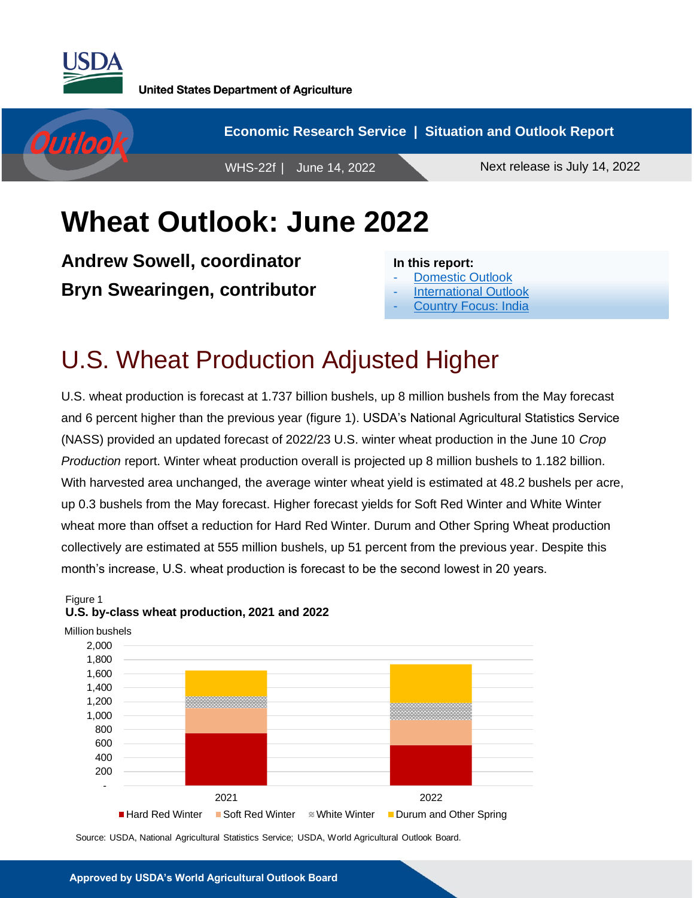United States Department of Agriculture

Economic Research Service | Situation and Outlook Report

WHS-22f | June 14, 2022

Next release is July 14, 2022

# Wheat Outlook: June 2022

**Andrew Sowell, coordinator**
**Bryn Swearingen, contributor**

**In this report:**
- Domestic Outlook
- International Outlook
- Country Focus: India

## U.S. Wheat Production Adjusted Higher

U.S. wheat production is forecast at 1.737 billion bushels, up 8 million bushels from the May forecast and 6 percent higher than the previous year (figure 1). USDA's National Agricultural Statistics Service (NASS) provided an updated forecast of 2022/23 U.S. winter wheat production in the June 10 *Crop Production* report. Winter wheat production overall is projected up 8 million bushels to 1.182 billion. With harvested area unchanged, the average winter wheat yield is estimated at 48.2 bushels per acre, up 0.3 bushels from the May forecast. Higher forecast yields for Soft Red Winter and White Winter wheat more than offset a reduction for Hard Red Winter. Durum and Other Spring Wheat production collectively are estimated at 555 million bushels, up 51 percent from the previous year. Despite this month's increase, U.S. wheat production is forecast to be the second lowest in 20 years.

Figure 1
**U.S. by-class wheat production, 2021 and 2022**

Source: USDA, National Agricultural Statistics Service; USDA, World Agricultural Outlook Board.

**Approved by USDA's World Agricultural Outlook Board**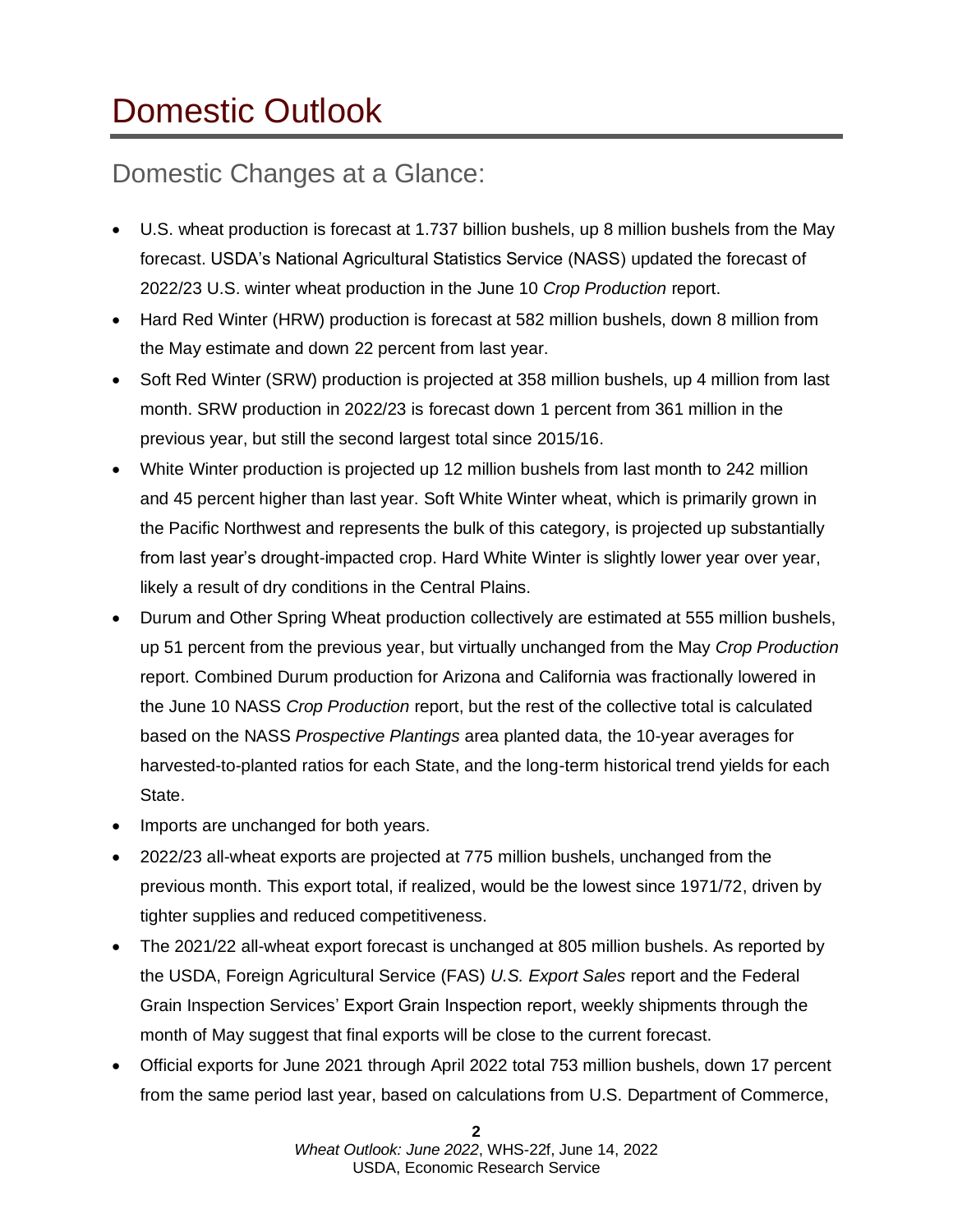# Domestic Outlook

## Domestic Changes at a Glance:

- U.S. wheat production is forecast at 1.737 billion bushels, up 8 million bushels from the May forecast. USDA's National Agricultural Statistics Service (NASS) updated the forecast of 2022/23 U.S. winter wheat production in the June 10 *Crop Production* report.
- Hard Red Winter (HRW) production is forecast at 582 million bushels, down 8 million from the May estimate and down 22 percent from last year.
- Soft Red Winter (SRW) production is projected at 358 million bushels, up 4 million from last month. SRW production in 2022/23 is forecast down 1 percent from 361 million in the previous year, but still the second largest total since 2015/16.
- White Winter production is projected up 12 million bushels from last month to 242 million and 45 percent higher than last year. Soft White Winter wheat, which is primarily grown in the Pacific Northwest and represents the bulk of this category, is projected up substantially from last year's drought-impacted crop. Hard White Winter is slightly lower year over year, likely a result of dry conditions in the Central Plains.
- Durum and Other Spring Wheat production collectively are estimated at 555 million bushels, up 51 percent from the previous year, but virtually unchanged from the May *Crop Production* report. Combined Durum production for Arizona and California was fractionally lowered in the June 10 NASS *Crop Production* report, but the rest of the collective total is calculated based on the NASS *Prospective Plantings* area planted data, the 10-year averages for harvested-to-planted ratios for each State, and the long-term historical trend yields for each State.
- Imports are unchanged for both years.
- 2022/23 all-wheat exports are projected at 775 million bushels, unchanged from the previous month. This export total, if realized, would be the lowest since 1971/72, driven by tighter supplies and reduced competitiveness.
- The 2021/22 all-wheat export forecast is unchanged at 805 million bushels. As reported by the USDA, Foreign Agricultural Service (FAS) *U.S. Export Sales* report and the Federal Grain Inspection Services' Export Grain Inspection report, weekly shipments through the month of May suggest that final exports will be close to the current forecast.
- Official exports for June 2021 through April 2022 total 753 million bushels, down 17 percent from the same period last year, based on calculations from U.S. Department of Commerce,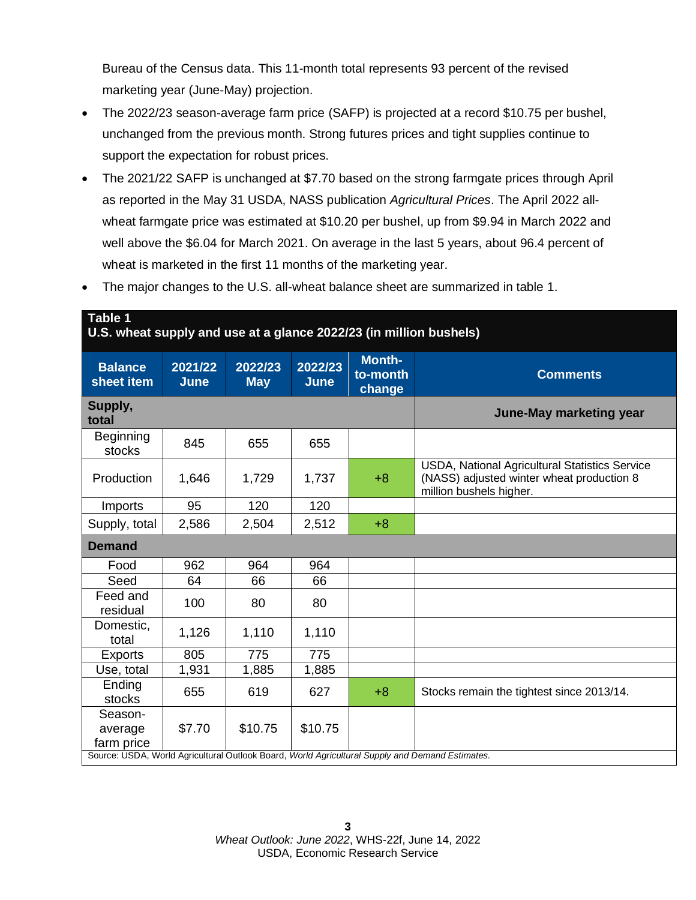Bureau of the Census data. This 11-month total represents 93 percent of the revised marketing year (June-May) projection.

- The 2022/23 season-average farm price (SAFP) is projected at a record $10.75 per bushel, unchanged from the previous month. Strong futures prices and tight supplies continue to support the expectation for robust prices.
- The 2021/22 SAFP is unchanged at $7.70 based on the strong farmgate prices through April as reported in the May 31 USDA, NASS publication *Agricultural Prices*. The April 2022 all-wheat farmgate price was estimated at $10.20 per bushel, up from $9.94 in March 2022 and well above the $6.04 for March 2021. On average in the last 5 years, about 96.4 percent of wheat is marketed in the first 11 months of the marketing year.
- The major changes to the U.S. all-wheat balance sheet are summarized in table 1.

**Table 1**
**U.S. wheat supply and use at a glance 2022/23 (in million bushels)**

| Balance sheet item | 2021/22 June | 2022/23 May | 2022/23 June | Month-to-month change | Comments |
|---|---|---|---|---|---|
| **Supply, total** | | | | | **June-May marketing year** |
| Beginning stocks | 845 | 655 | 655 | | |
| Production | 1,646 | 1,729 | 1,737 | +8 | USDA, National Agricultural Statistics Service (NASS) adjusted winter wheat production 8 million bushels higher. |
| Imports | 95 | 120 | 120 | | |
| Supply, total | 2,586 | 2,504 | 2,512 | +8 | |
| **Demand** | | | | | |
| Food | 962 | 964 | 964 | | |
| Seed | 64 | 66 | 66 | | |
| Feed and residual | 100 | 80 | 80 | | |
| Domestic, total | 1,126 | 1,110 | 1,110 | | |
| Exports | 805 | 775 | 775 | | |
| Use, total | 1,931 | 1,885 | 1,885 | | |
| Ending stocks | 655 | 619 | 627 | +8 | Stocks remain the tightest since 2013/14. |
| Season-average farm price | $7.70 | $10.75 | $10.75 | | |

Source: USDA, World Agricultural Outlook Board, *World Agricultural Supply and Demand Estimates.*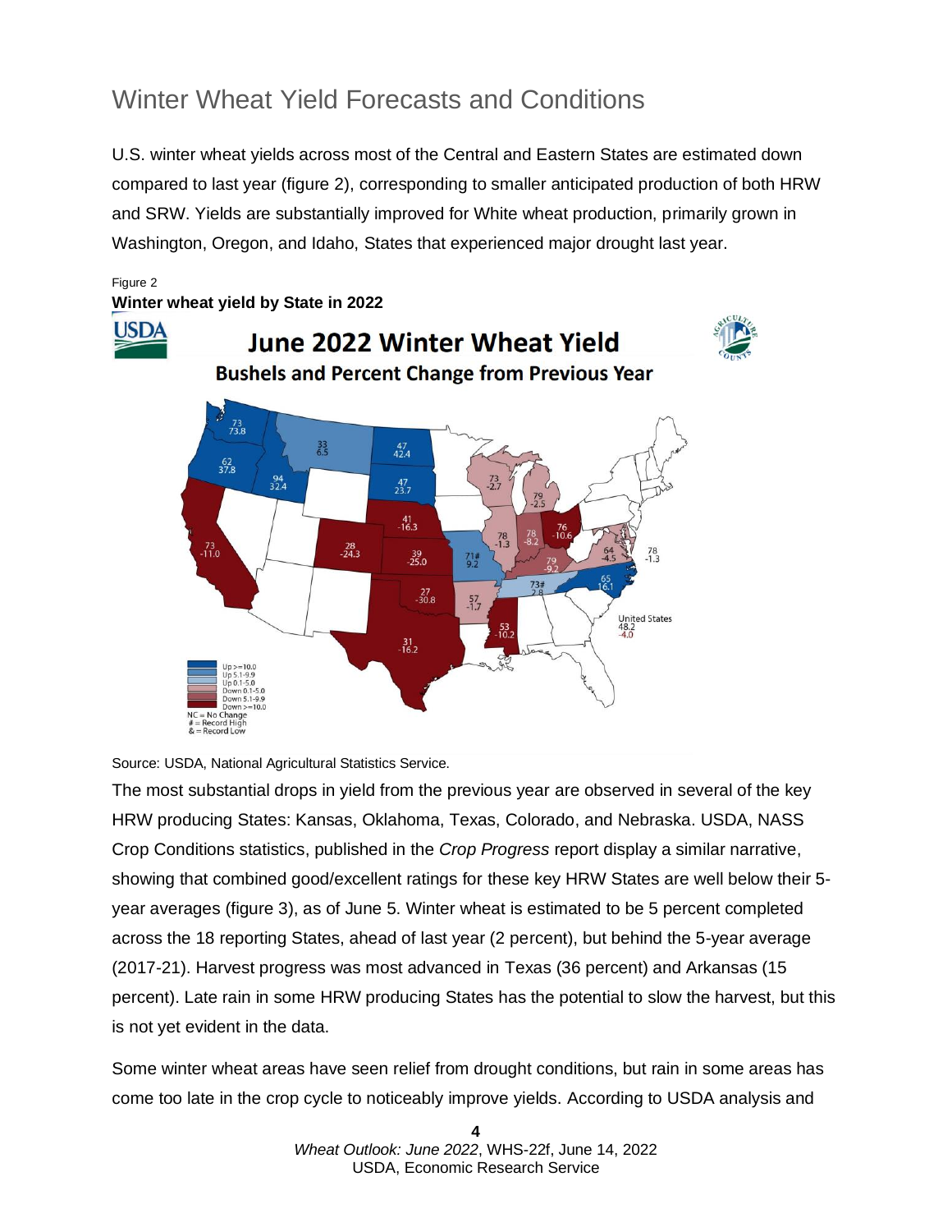# Winter Wheat Yield Forecasts and Conditions

U.S. winter wheat yields across most of the Central and Eastern States are estimated down compared to last year (figure 2), corresponding to smaller anticipated production of both HRW and SRW. Yields are substantially improved for White wheat production, primarily grown in Washington, Oregon, and Idaho, States that experienced major drought last year.

Figure 2
**Winter wheat yield by State in 2022**

Source: USDA, National Agricultural Statistics Service.

The most substantial drops in yield from the previous year are observed in several of the key HRW producing States: Kansas, Oklahoma, Texas, Colorado, and Nebraska. USDA, NASS Crop Conditions statistics, published in the *Crop Progress* report display a similar narrative, showing that combined good/excellent ratings for these key HRW States are well below their 5-year averages (figure 3), as of June 5. Winter wheat is estimated to be 5 percent completed across the 18 reporting States, ahead of last year (2 percent), but behind the 5-year average (2017-21). Harvest progress was most advanced in Texas (36 percent) and Arkansas (15 percent). Late rain in some HRW producing States has the potential to slow the harvest, but this is not yet evident in the data.

Some winter wheat areas have seen relief from drought conditions, but rain in some areas has come too late in the crop cycle to noticeably improve yields. According to USDA analysis and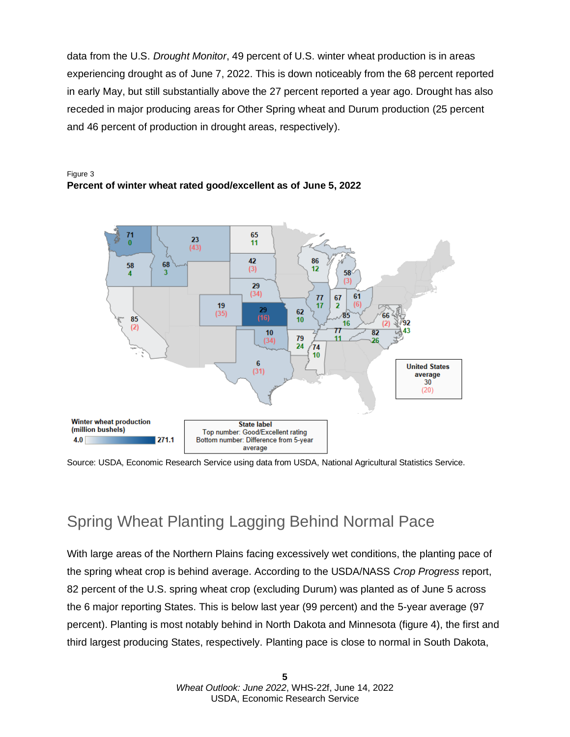data from the U.S. *Drought Monitor*, 49 percent of U.S. winter wheat production is in areas experiencing drought as of June 7, 2022. This is down noticeably from the 68 percent reported in early May, but still substantially above the 27 percent reported a year ago. Drought has also receded in major producing areas for Other Spring wheat and Durum production (25 percent and 46 percent of production in drought areas, respectively).

Figure 3

**Percent of winter wheat rated good/excellent as of June 5, 2022**

Source: USDA, Economic Research Service using data from USDA, National Agricultural Statistics Service.

## Spring Wheat Planting Lagging Behind Normal Pace

With large areas of the Northern Plains facing excessively wet conditions, the planting pace of the spring wheat crop is behind average. According to the USDA/NASS *Crop Progress* report, 82 percent of the U.S. spring wheat crop (excluding Durum) was planted as of June 5 across the 6 major reporting States. This is below last year (99 percent) and the 5-year average (97 percent). Planting is most notably behind in North Dakota and Minnesota (figure 4), the first and third largest producing States, respectively. Planting pace is close to normal in South Dakota,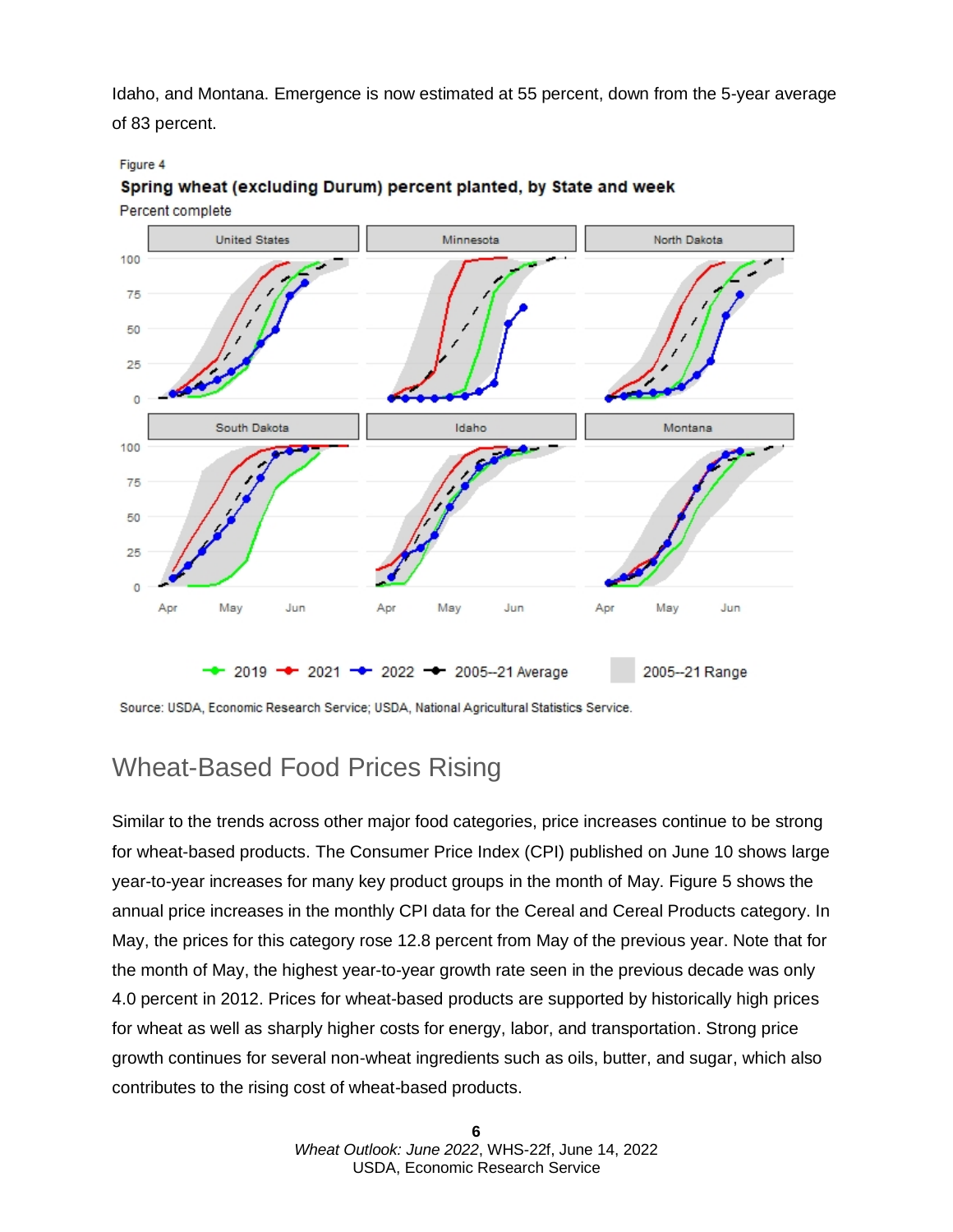Idaho, and Montana. Emergence is now estimated at 55 percent, down from the 5-year average of 83 percent.

Figure 4

**Spring wheat (excluding Durum) percent planted, by State and week**

Percent complete

Source: USDA, Economic Research Service; USDA, National Agricultural Statistics Service.

## Wheat-Based Food Prices Rising

Similar to the trends across other major food categories, price increases continue to be strong for wheat-based products. The Consumer Price Index (CPI) published on June 10 shows large year-to-year increases for many key product groups in the month of May. Figure 5 shows the annual price increases in the monthly CPI data for the Cereal and Cereal Products category. In May, the prices for this category rose 12.8 percent from May of the previous year. Note that for the month of May, the highest year-to-year growth rate seen in the previous decade was only 4.0 percent in 2012. Prices for wheat-based products are supported by historically high prices for wheat as well as sharply higher costs for energy, labor, and transportation. Strong price growth continues for several non-wheat ingredients such as oils, butter, and sugar, which also contributes to the rising cost of wheat-based products.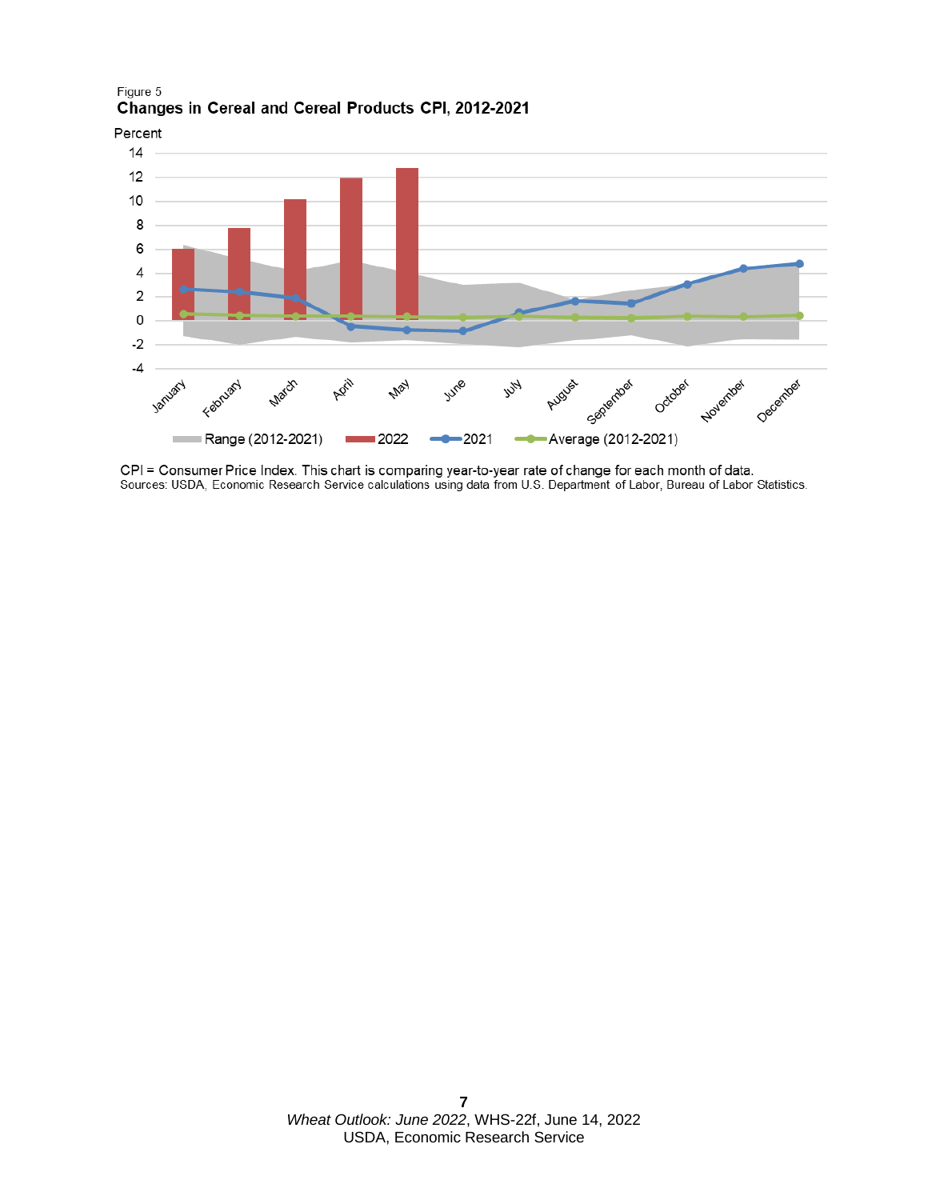Figure 5

**Changes in Cereal and Cereal Products CPI, 2012-2021**

CPI = Consumer Price Index. This chart is comparing year-to-year rate of change for each month of data.

Sources: USDA, Economic Research Service calculations using data from U.S. Department of Labor, Bureau of Labor Statistics.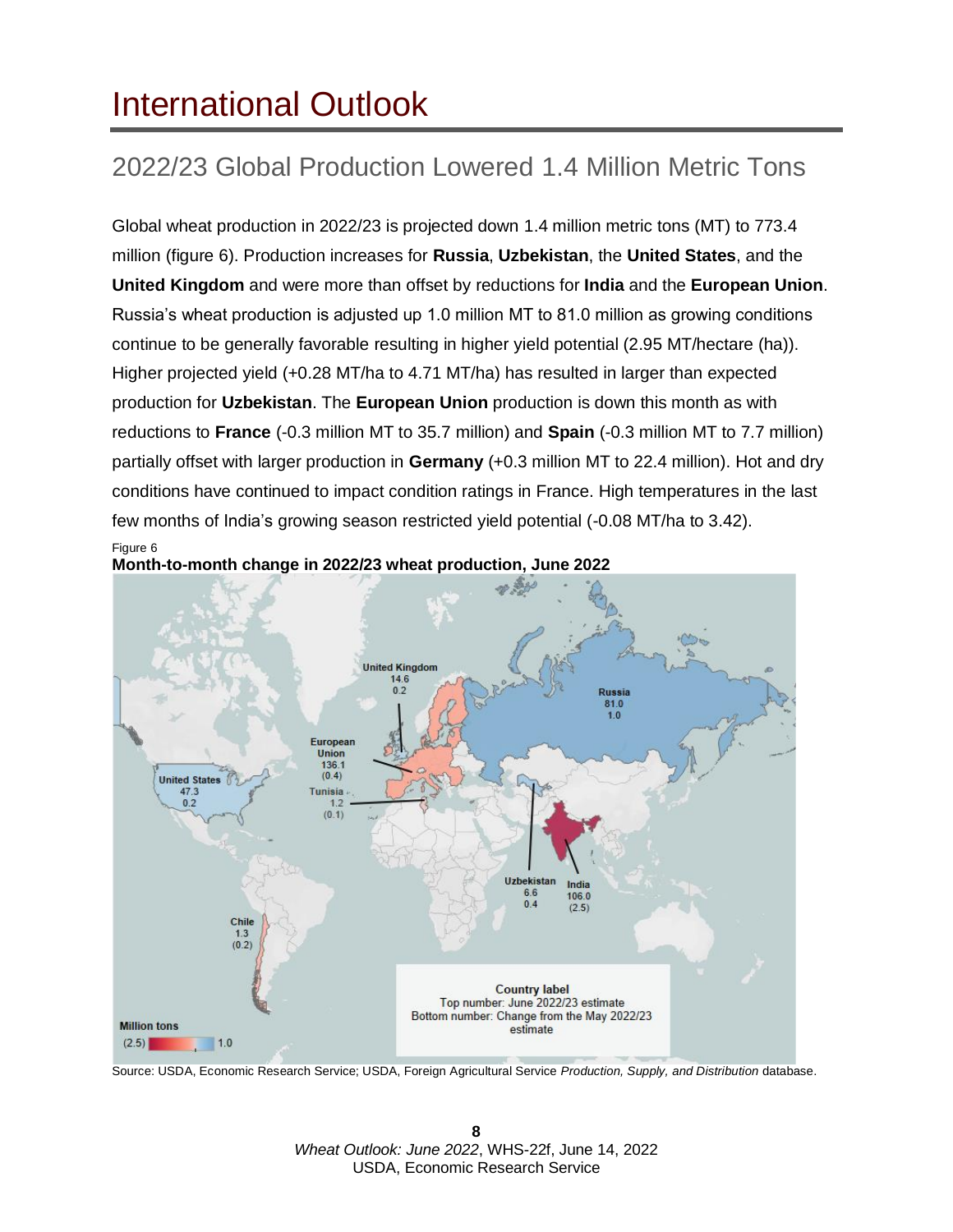# International Outlook

## 2022/23 Global Production Lowered 1.4 Million Metric Tons

Global wheat production in 2022/23 is projected down 1.4 million metric tons (MT) to 773.4 million (figure 6). Production increases for **Russia**, **Uzbekistan**, the **United States**, and the **United Kingdom** and were more than offset by reductions for **India** and the **European Union**. Russia's wheat production is adjusted up 1.0 million MT to 81.0 million as growing conditions continue to be generally favorable resulting in higher yield potential (2.95 MT/hectare (ha)). Higher projected yield (+0.28 MT/ha to 4.71 MT/ha) has resulted in larger than expected production for **Uzbekistan**. The **European Union** production is down this month as with reductions to **France** (-0.3 million MT to 35.7 million) and **Spain** (-0.3 million MT to 7.7 million) partially offset with larger production in **Germany** (+0.3 million MT to 22.4 million). Hot and dry conditions have continued to impact condition ratings in France. High temperatures in the last few months of India's growing season restricted yield potential (-0.08 MT/ha to 3.42).

Figure 6

**Month-to-month change in 2022/23 wheat production, June 2022**

Source: USDA, Economic Research Service; USDA, Foreign Agricultural Service *Production, Supply, and Distribution* database.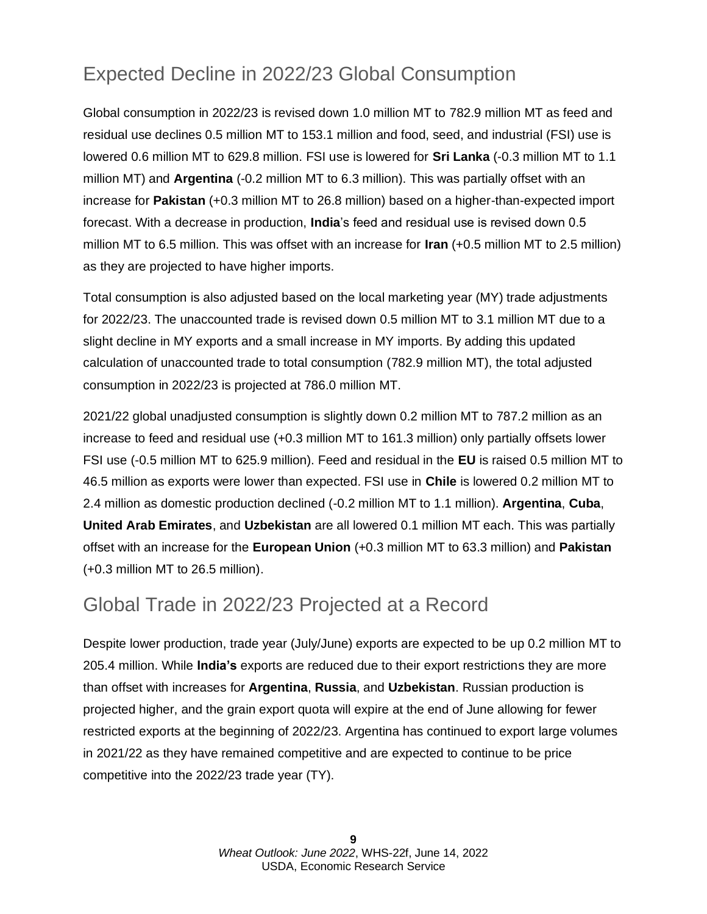## Expected Decline in 2022/23 Global Consumption

Global consumption in 2022/23 is revised down 1.0 million MT to 782.9 million MT as feed and residual use declines 0.5 million MT to 153.1 million and food, seed, and industrial (FSI) use is lowered 0.6 million MT to 629.8 million. FSI use is lowered for **Sri Lanka** (-0.3 million MT to 1.1 million MT) and **Argentina** (-0.2 million MT to 6.3 million). This was partially offset with an increase for **Pakistan** (+0.3 million MT to 26.8 million) based on a higher-than-expected import forecast. With a decrease in production, **India**'s feed and residual use is revised down 0.5 million MT to 6.5 million. This was offset with an increase for **Iran** (+0.5 million MT to 2.5 million) as they are projected to have higher imports.

Total consumption is also adjusted based on the local marketing year (MY) trade adjustments for 2022/23. The unaccounted trade is revised down 0.5 million MT to 3.1 million MT due to a slight decline in MY exports and a small increase in MY imports. By adding this updated calculation of unaccounted trade to total consumption (782.9 million MT), the total adjusted consumption in 2022/23 is projected at 786.0 million MT.

2021/22 global unadjusted consumption is slightly down 0.2 million MT to 787.2 million as an increase to feed and residual use (+0.3 million MT to 161.3 million) only partially offsets lower FSI use (-0.5 million MT to 625.9 million). Feed and residual in the **EU** is raised 0.5 million MT to 46.5 million as exports were lower than expected. FSI use in **Chile** is lowered 0.2 million MT to 2.4 million as domestic production declined (-0.2 million MT to 1.1 million). **Argentina**, **Cuba**, **United Arab Emirates**, and **Uzbekistan** are all lowered 0.1 million MT each. This was partially offset with an increase for the **European Union** (+0.3 million MT to 63.3 million) and **Pakistan** (+0.3 million MT to 26.5 million).

## Global Trade in 2022/23 Projected at a Record

Despite lower production, trade year (July/June) exports are expected to be up 0.2 million MT to 205.4 million. While **India's** exports are reduced due to their export restrictions they are more than offset with increases for **Argentina**, **Russia**, and **Uzbekistan**. Russian production is projected higher, and the grain export quota will expire at the end of June allowing for fewer restricted exports at the beginning of 2022/23. Argentina has continued to export large volumes in 2021/22 as they have remained competitive and are expected to continue to be price competitive into the 2022/23 trade year (TY).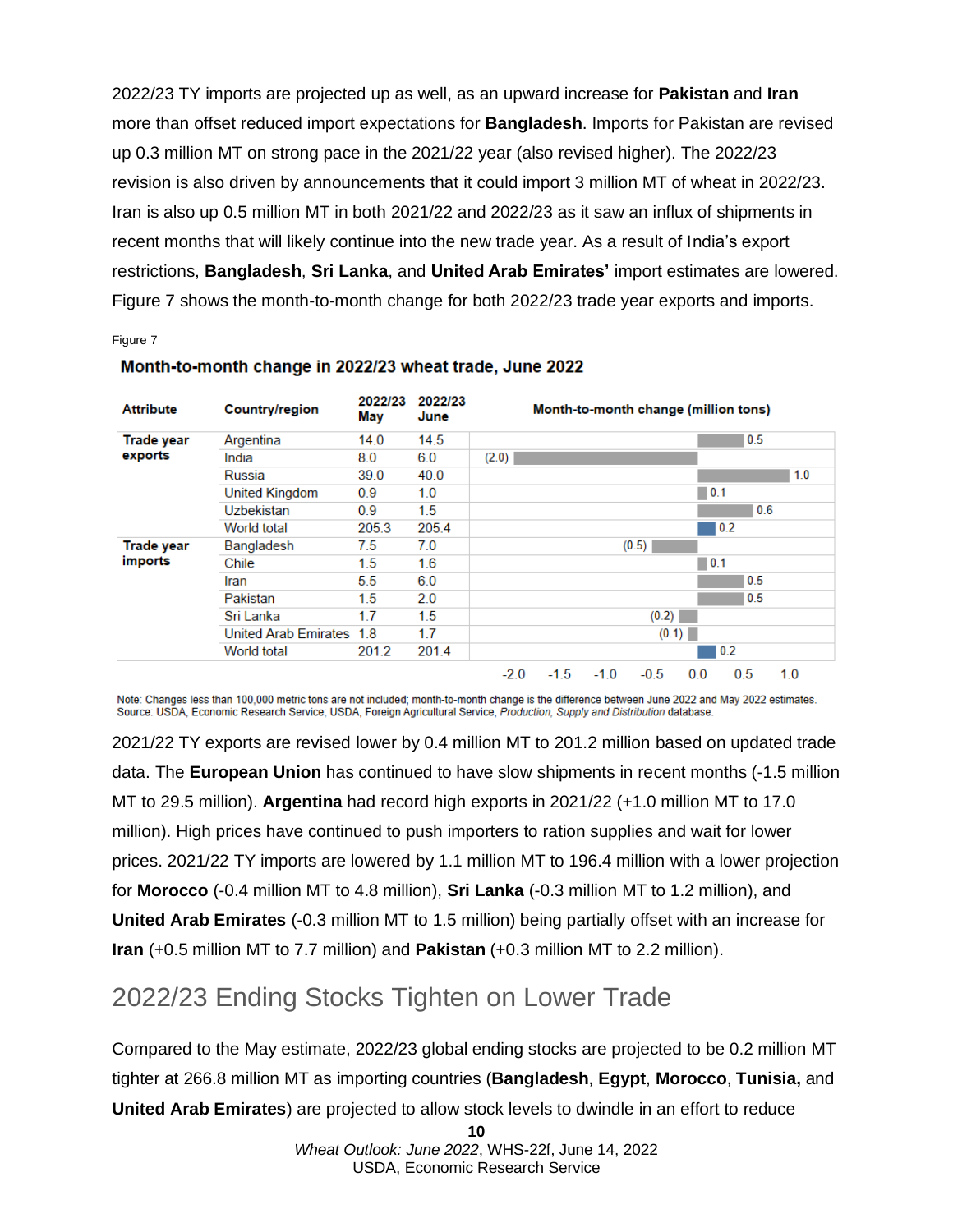2022/23 TY imports are projected up as well, as an upward increase for **Pakistan** and **Iran** more than offset reduced import expectations for **Bangladesh**. Imports for Pakistan are revised up 0.3 million MT on strong pace in the 2021/22 year (also revised higher). The 2022/23 revision is also driven by announcements that it could import 3 million MT of wheat in 2022/23. Iran is also up 0.5 million MT in both 2021/22 and 2022/23 as it saw an influx of shipments in recent months that will likely continue into the new trade year. As a result of India's export restrictions, **Bangladesh**, **Sri Lanka**, and **United Arab Emirates'** import estimates are lowered. Figure 7 shows the month-to-month change for both 2022/23 trade year exports and imports.

Figure 7

**Month-to-month change in 2022/23 wheat trade, June 2022**

| Attribute | Country/region | 2022/23 May | 2022/23 June | Month-to-month change (million tons) |
|---|---|---|---|---|
| Trade year exports | Argentina | 14.0 | 14.5 | 0.5 |
| | India | 8.0 | 6.0 | (2.0) |
| | Russia | 39.0 | 40.0 | 1.0 |
| | United Kingdom | 0.9 | 1.0 | 0.1 |
| | Uzbekistan | 0.9 | 1.5 | 0.6 |
| | World total | 205.3 | 205.4 | 0.2 |
| Trade year imports | Bangladesh | 7.5 | 7.0 | (0.5) |
| | Chile | 1.5 | 1.6 | 0.1 |
| | Iran | 5.5 | 6.0 | 0.5 |
| | Pakistan | 1.5 | 2.0 | 0.5 |
| | Sri Lanka | 1.7 | 1.5 | (0.2) |
| | United Arab Emirates | 1.8 | 1.7 | (0.1) |
| | World total | 201.2 | 201.4 | 0.2 |

Note: Changes less than 100,000 metric tons are not included; month-to-month change is the difference between June 2022 and May 2022 estimates.
Source: USDA, Economic Research Service; USDA, Foreign Agricultural Service, *Production, Supply and Distribution* database.

2021/22 TY exports are revised lower by 0.4 million MT to 201.2 million based on updated trade data. The **European Union** has continued to have slow shipments in recent months (-1.5 million MT to 29.5 million). **Argentina** had record high exports in 2021/22 (+1.0 million MT to 17.0 million). High prices have continued to push importers to ration supplies and wait for lower prices. 2021/22 TY imports are lowered by 1.1 million MT to 196.4 million with a lower projection for **Morocco** (-0.4 million MT to 4.8 million), **Sri Lanka** (-0.3 million MT to 1.2 million), and **United Arab Emirates** (-0.3 million MT to 1.5 million) being partially offset with an increase for **Iran** (+0.5 million MT to 7.7 million) and **Pakistan** (+0.3 million MT to 2.2 million).

## 2022/23 Ending Stocks Tighten on Lower Trade

Compared to the May estimate, 2022/23 global ending stocks are projected to be 0.2 million MT tighter at 266.8 million MT as importing countries (**Bangladesh**, **Egypt**, **Morocco**, **Tunisia,** and **United Arab Emirates**) are projected to allow stock levels to dwindle in an effort to reduce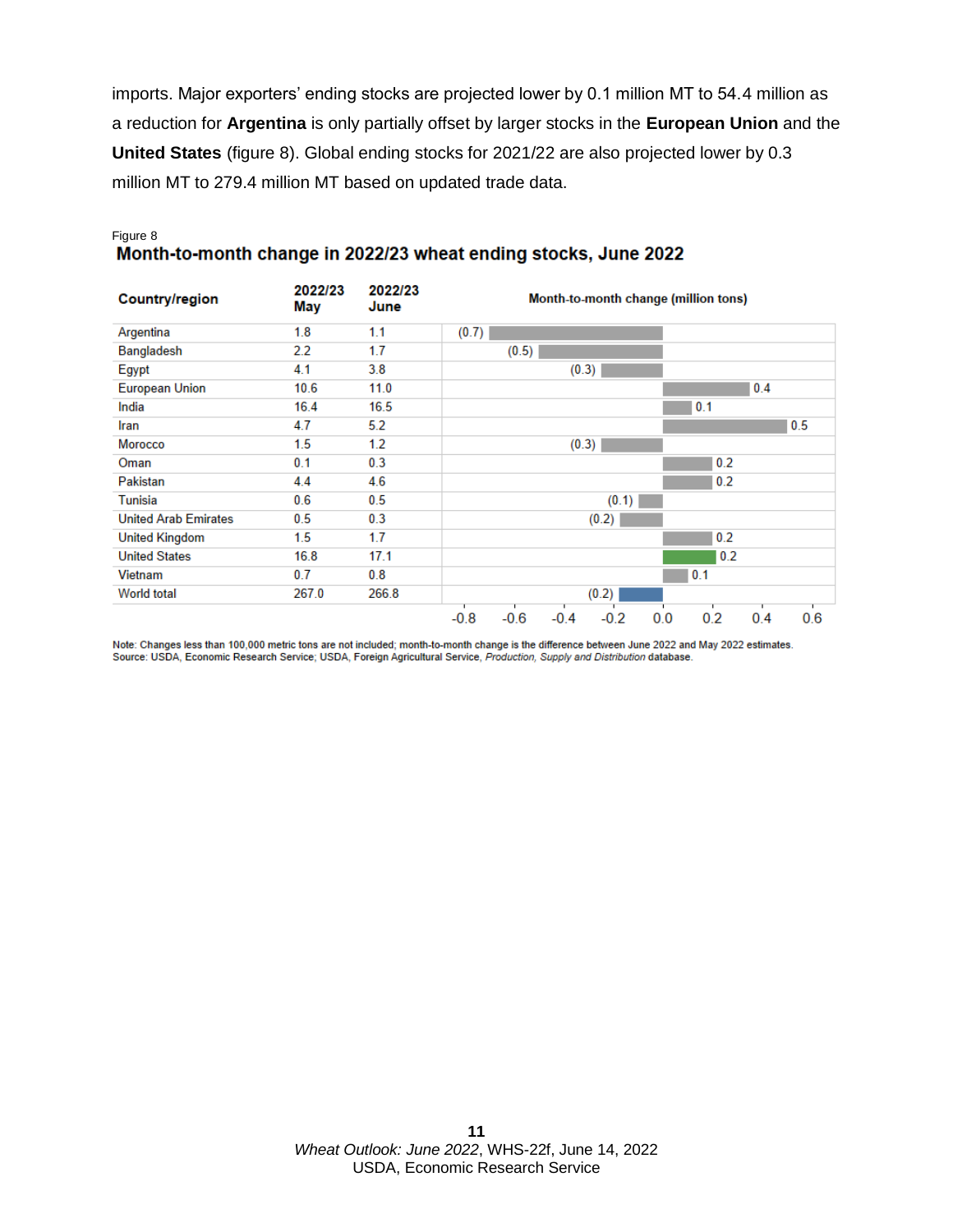imports. Major exporters' ending stocks are projected lower by 0.1 million MT to 54.4 million as a reduction for **Argentina** is only partially offset by larger stocks in the **European Union** and the **United States** (figure 8). Global ending stocks for 2021/22 are also projected lower by 0.3 million MT to 279.4 million MT based on updated trade data.

Figure 8

**Month-to-month change in 2022/23 wheat ending stocks, June 2022**

| Country/region | 2022/23 May | 2022/23 June | Month-to-month change (million tons) |
|---|---|---|---|
| Argentina | 1.8 | 1.1 | (0.7) |
| Bangladesh | 2.2 | 1.7 | (0.5) |
| Egypt | 4.1 | 3.8 | (0.3) |
| European Union | 10.6 | 11.0 | 0.4 |
| India | 16.4 | 16.5 | 0.1 |
| Iran | 4.7 | 5.2 | 0.5 |
| Morocco | 1.5 | 1.2 | (0.3) |
| Oman | 0.1 | 0.3 | 0.2 |
| Pakistan | 4.4 | 4.6 | 0.2 |
| Tunisia | 0.6 | 0.5 | (0.1) |
| United Arab Emirates | 0.5 | 0.3 | (0.2) |
| United Kingdom | 1.5 | 1.7 | 0.2 |
| United States | 16.8 | 17.1 | 0.2 |
| Vietnam | 0.7 | 0.8 | 0.1 |
| World total | 267.0 | 266.8 | (0.2) |

Note: Changes less than 100,000 metric tons are not included; month-to-month change is the difference between June 2022 and May 2022 estimates.
Source: USDA, Economic Research Service; USDA, Foreign Agricultural Service, *Production, Supply and Distribution* database.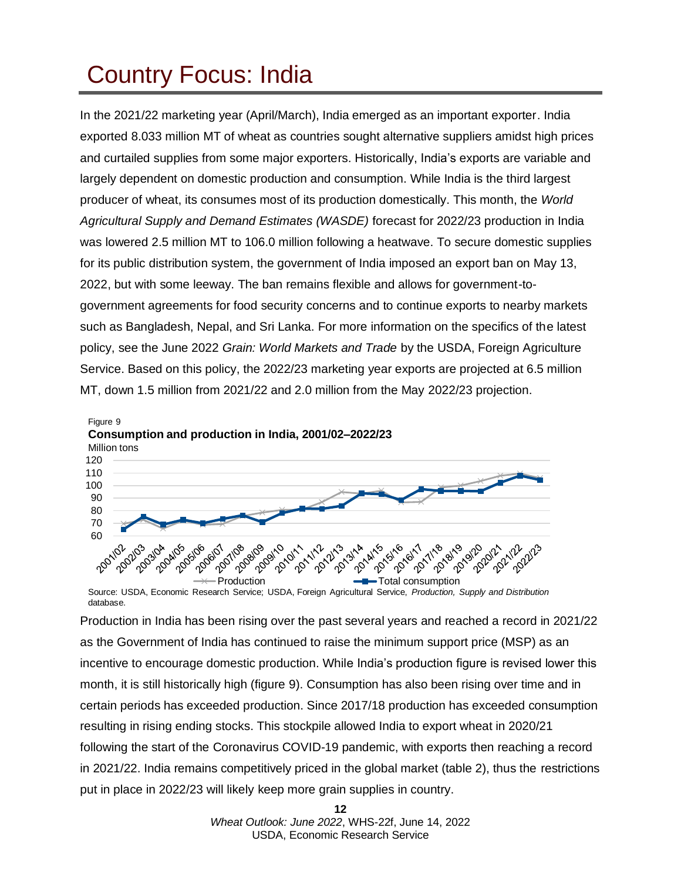# Country Focus: India

In the 2021/22 marketing year (April/March), India emerged as an important exporter. India exported 8.033 million MT of wheat as countries sought alternative suppliers amidst high prices and curtailed supplies from some major exporters. Historically, India's exports are variable and largely dependent on domestic production and consumption. While India is the third largest producer of wheat, its consumes most of its production domestically. This month, the *World Agricultural Supply and Demand Estimates (WASDE)* forecast for 2022/23 production in India was lowered 2.5 million MT to 106.0 million following a heatwave. To secure domestic supplies for its public distribution system, the government of India imposed an export ban on May 13, 2022, but with some leeway. The ban remains flexible and allows for government-to-government agreements for food security concerns and to continue exports to nearby markets such as Bangladesh, Nepal, and Sri Lanka. For more information on the specifics of the latest policy, see the June 2022 *Grain: World Markets and Trade* by the USDA, Foreign Agriculture Service. Based on this policy, the 2022/23 marketing year exports are projected at 6.5 million MT, down 1.5 million from 2021/22 and 2.0 million from the May 2022/23 projection.

Figure 9
**Consumption and production in India, 2001/02–2022/23**
Million tons

Source: USDA, Economic Research Service; USDA, Foreign Agricultural Service, *Production, Supply and Distribution* database.

Production in India has been rising over the past several years and reached a record in 2021/22 as the Government of India has continued to raise the minimum support price (MSP) as an incentive to encourage domestic production. While India's production figure is revised lower this month, it is still historically high (figure 9). Consumption has also been rising over time and in certain periods has exceeded production. Since 2017/18 production has exceeded consumption resulting in rising ending stocks. This stockpile allowed India to export wheat in 2020/21 following the start of the Coronavirus COVID-19 pandemic, with exports then reaching a record in 2021/22. India remains competitively priced in the global market (table 2), thus the restrictions put in place in 2022/23 will likely keep more grain supplies in country.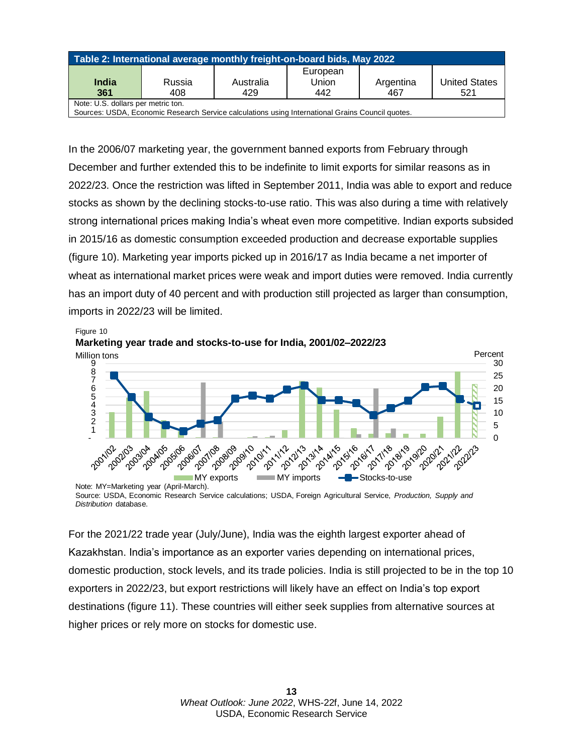**Table 2: International average monthly freight-on-board bids, May 2022**

| India | Russia | Australia | European Union | Argentina | United States |
|---|---|---|---|---|---|
| **361** | 408 | 429 | 442 | 467 | 521 |

Note: U.S. dollars per metric ton.
Sources: USDA, Economic Research Service calculations using International Grains Council quotes.

In the 2006/07 marketing year, the government banned exports from February through December and further extended this to be indefinite to limit exports for similar reasons as in 2022/23. Once the restriction was lifted in September 2011, India was able to export and reduce stocks as shown by the declining stocks-to-use ratio. This was also during a time with relatively strong international prices making India's wheat even more competitive. Indian exports subsided in 2015/16 as domestic consumption exceeded production and decrease exportable supplies (figure 10). Marketing year imports picked up in 2016/17 as India became a net importer of wheat as international market prices were weak and import duties were removed. India currently has an import duty of 40 percent and with production still projected as larger than consumption, imports in 2022/23 will be limited.

Figure 10
**Marketing year trade and stocks-to-use for India, 2001/02–2022/23**

Note: MY=Marketing year (April-March).
Source: USDA, Economic Research Service calculations; USDA, Foreign Agricultural Service, *Production, Supply and Distribution* database.

For the 2021/22 trade year (July/June), India was the eighth largest exporter ahead of Kazakhstan. India's importance as an exporter varies depending on international prices, domestic production, stock levels, and its trade policies. India is still projected to be in the top 10 exporters in 2022/23, but export restrictions will likely have an effect on India's top export destinations (figure 11). These countries will either seek supplies from alternative sources at higher prices or rely more on stocks for domestic use.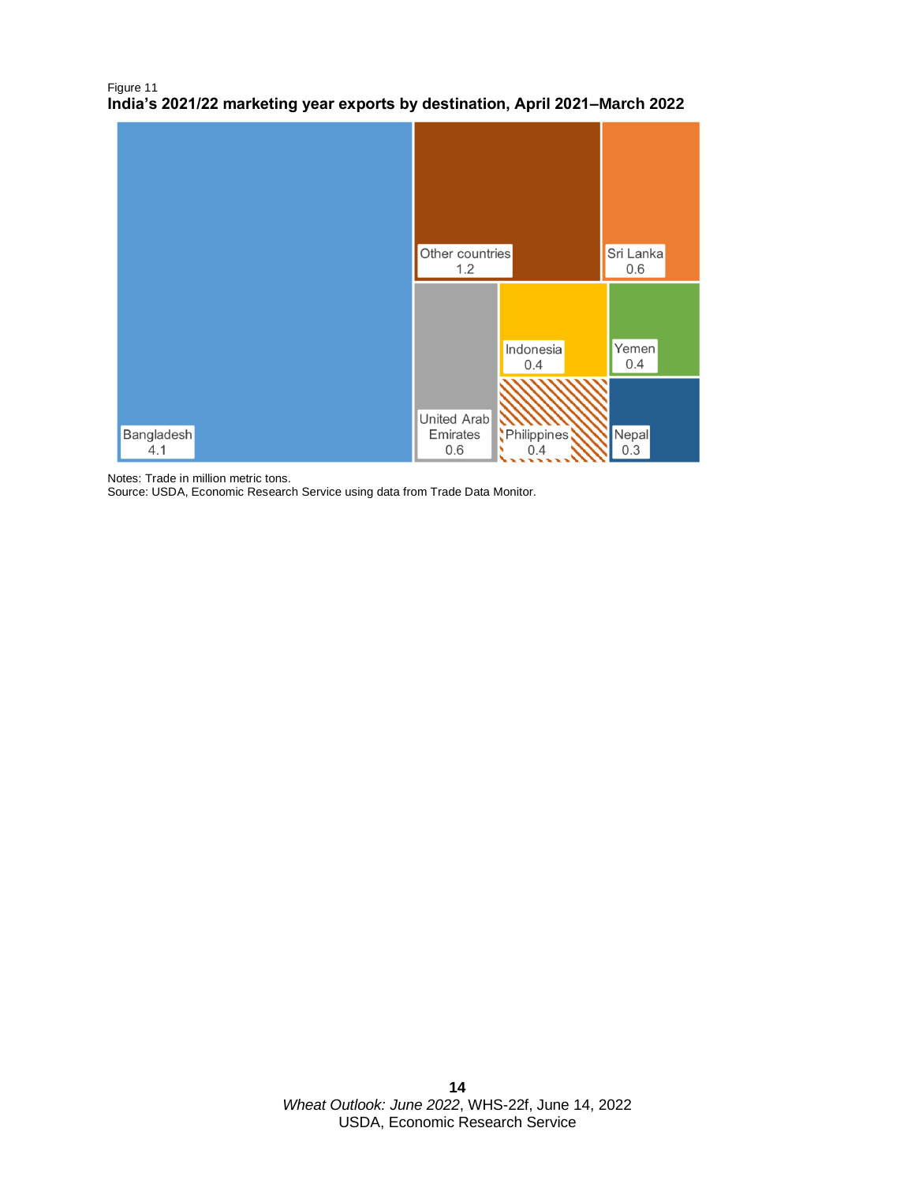Figure 11

**India's 2021/22 marketing year exports by destination, April 2021–March 2022**

| Destination | Exports |
| --- | --- |
| Bangladesh | 4.1 |
| Other countries | 1.2 |
| Sri Lanka | 0.6 |
| United Arab Emirates | 0.6 |
| Indonesia | 0.4 |
| Yemen | 0.4 |
| Philippines | 0.4 |
| Nepal | 0.3 |

Notes: Trade in million metric tons.
Source: USDA, Economic Research Service using data from Trade Data Monitor.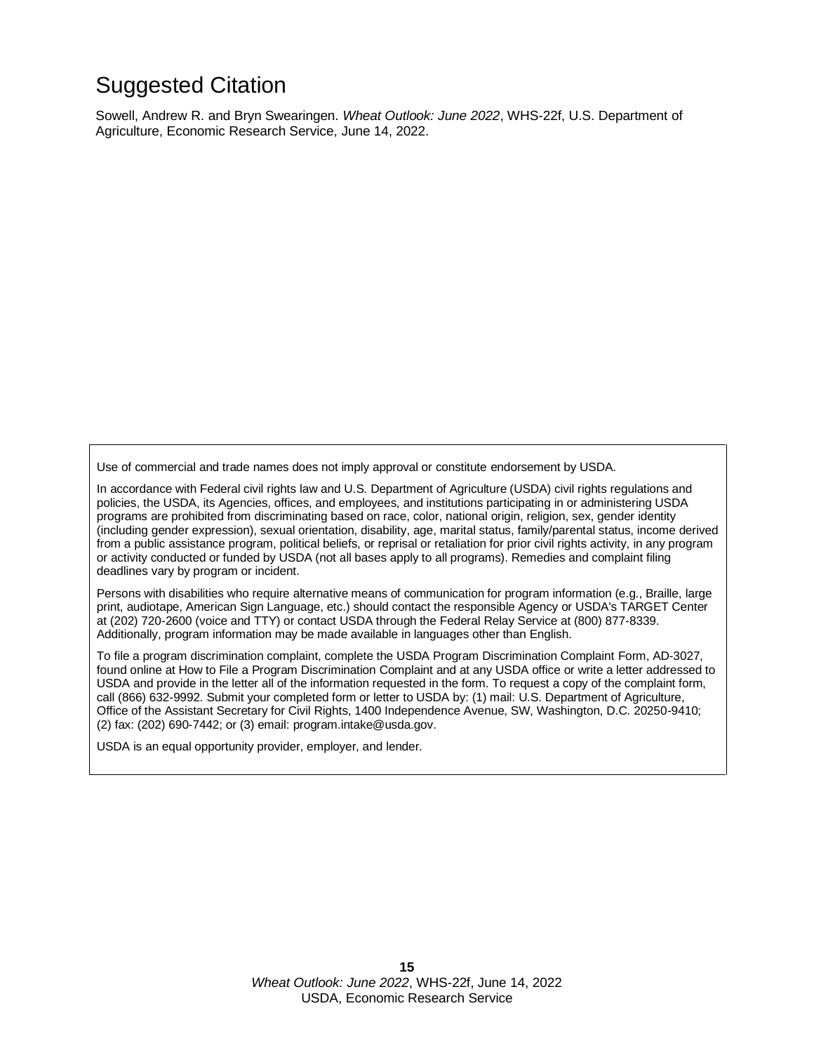# Suggested Citation

Sowell, Andrew R. and Bryn Swearingen. *Wheat Outlook: June 2022*, WHS-22f, U.S. Department of Agriculture, Economic Research Service, June 14, 2022.

Use of commercial and trade names does not imply approval or constitute endorsement by USDA.

In accordance with Federal civil rights law and U.S. Department of Agriculture (USDA) civil rights regulations and policies, the USDA, its Agencies, offices, and employees, and institutions participating in or administering USDA programs are prohibited from discriminating based on race, color, national origin, religion, sex, gender identity (including gender expression), sexual orientation, disability, age, marital status, family/parental status, income derived from a public assistance program, political beliefs, or reprisal or retaliation for prior civil rights activity, in any program or activity conducted or funded by USDA (not all bases apply to all programs). Remedies and complaint filing deadlines vary by program or incident.

Persons with disabilities who require alternative means of communication for program information (e.g., Braille, large print, audiotape, American Sign Language, etc.) should contact the responsible Agency or USDA's TARGET Center at (202) 720-2600 (voice and TTY) or contact USDA through the Federal Relay Service at (800) 877-8339. Additionally, program information may be made available in languages other than English.

To file a program discrimination complaint, complete the USDA Program Discrimination Complaint Form, AD-3027, found online at How to File a Program Discrimination Complaint and at any USDA office or write a letter addressed to USDA and provide in the letter all of the information requested in the form. To request a copy of the complaint form, call (866) 632-9992. Submit your completed form or letter to USDA by: (1) mail: U.S. Department of Agriculture, Office of the Assistant Secretary for Civil Rights, 1400 Independence Avenue, SW, Washington, D.C. 20250-9410; (2) fax: (202) 690-7442; or (3) email: program.intake@usda.gov.

USDA is an equal opportunity provider, employer, and lender.